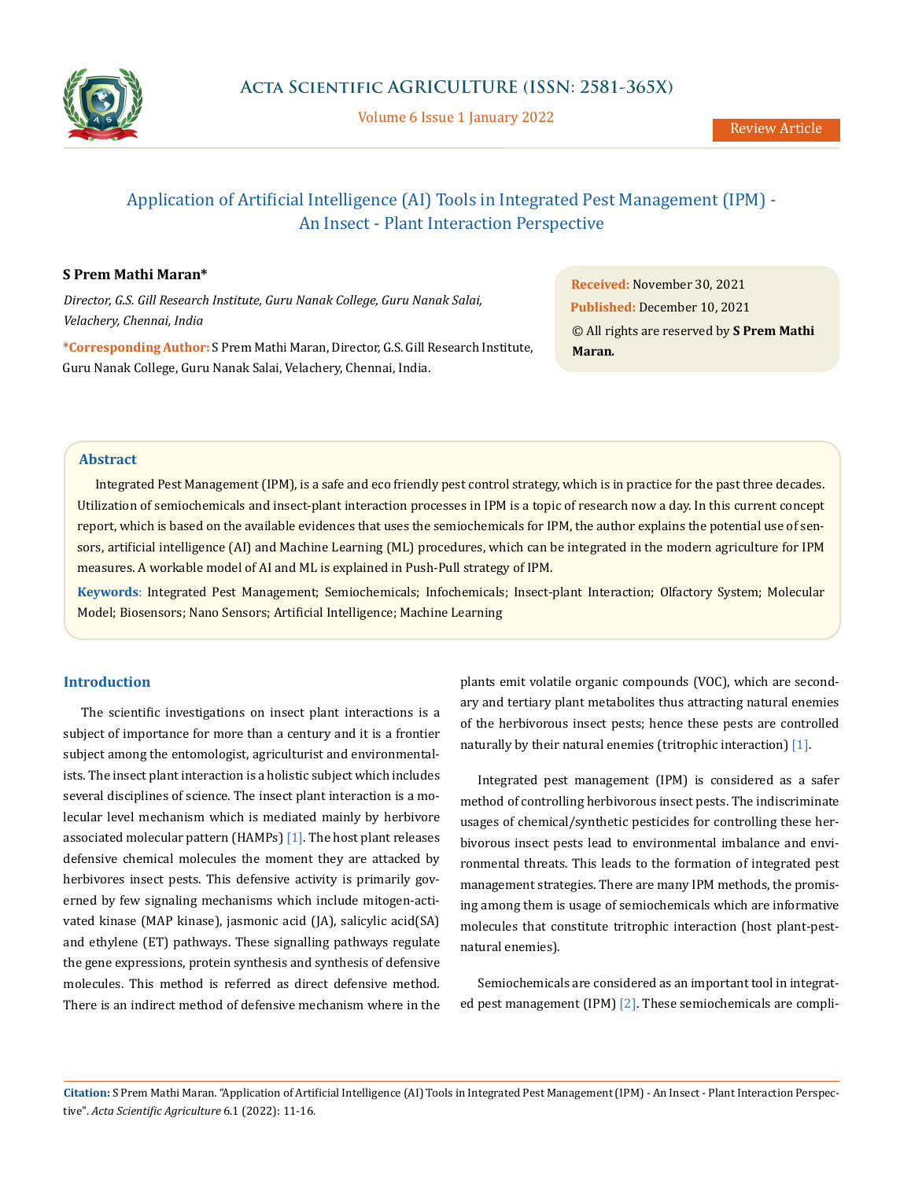Review Article

# Application of Artificial Intelligence (AI) Tools in Integrated Pest Management (IPM) - An Insect - Plant Interaction Perspective

**S Prem Mathi Maran***

*Director, G.S. Gill Research Institute, Guru Nanak College, Guru Nanak Salai, Velachery, Chennai, India*

***Corresponding Author:** S Prem Mathi Maran, Director, G.S. Gill Research Institute, Guru Nanak College, Guru Nanak Salai, Velachery, Chennai, India.

**Received:** November 30, 2021
**Published:** December 10, 2021
© All rights are reserved by **S Prem Mathi Maran.**

## Abstract

Integrated Pest Management (IPM), is a safe and eco friendly pest control strategy, which is in practice for the past three decades. Utilization of semiochemicals and insect-plant interaction processes in IPM is a topic of research now a day. In this current concept report, which is based on the available evidences that uses the semiochemicals for IPM, the author explains the potential use of sensors, artificial intelligence (AI) and Machine Learning (ML) procedures, which can be integrated in the modern agriculture for IPM measures. A workable model of AI and ML is explained in Push-Pull strategy of IPM.

**Keywords**: Integrated Pest Management; Semiochemicals; Infochemicals; Insect-plant Interaction; Olfactory System; Molecular Model; Biosensors; Nano Sensors; Artificial Intelligence; Machine Learning

## Introduction

The scientific investigations on insect plant interactions is a subject of importance for more than a century and it is a frontier subject among the entomologist, agriculturist and environmentalists. The insect plant interaction is a holistic subject which includes several disciplines of science. The insect plant interaction is a molecular level mechanism which is mediated mainly by herbivore associated molecular pattern (HAMPs) [1]. The host plant releases defensive chemical molecules the moment they are attacked by herbivores insect pests. This defensive activity is primarily governed by few signaling mechanisms which include mitogen-activated kinase (MAP kinase), jasmonic acid (JA), salicylic acid(SA) and ethylene (ET) pathways. These signalling pathways regulate the gene expressions, protein synthesis and synthesis of defensive molecules. This method is referred as direct defensive method. There is an indirect method of defensive mechanism where in the plants emit volatile organic compounds (VOC), which are secondary and tertiary plant metabolites thus attracting natural enemies of the herbivorous insect pests; hence these pests are controlled naturally by their natural enemies (tritrophic interaction) [1].

Integrated pest management (IPM) is considered as a safer method of controlling herbivorous insect pests. The indiscriminate usages of chemical/synthetic pesticides for controlling these herbivorous insect pests lead to environmental imbalance and environmental threats. This leads to the formation of integrated pest management strategies. There are many IPM methods, the promising among them is usage of semiochemicals which are informative molecules that constitute tritrophic interaction (host plant-pest-natural enemies).

Semiochemicals are considered as an important tool in integrated pest management (IPM) [2]. These semiochemicals are compli-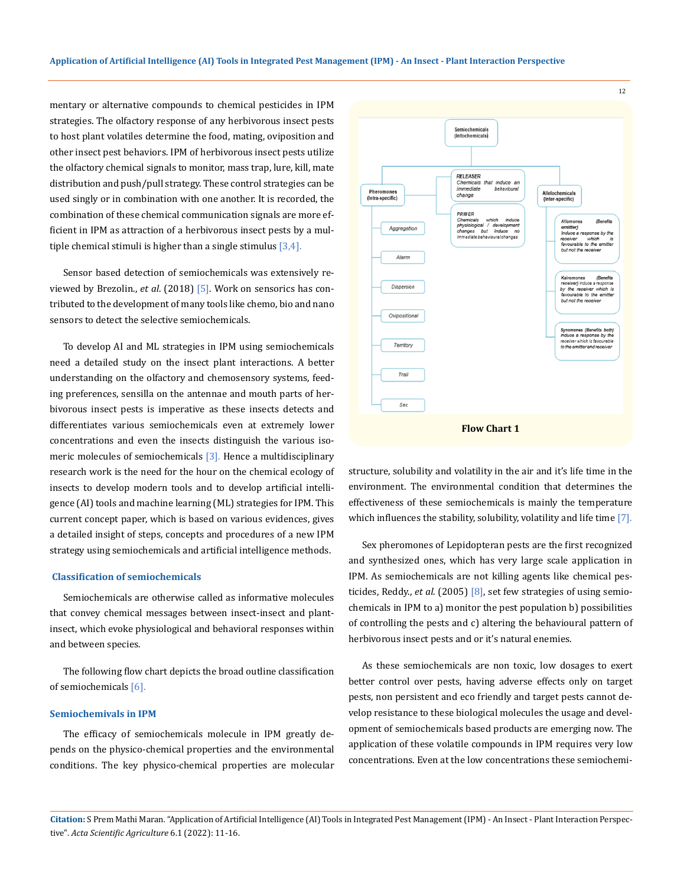mentary or alternative compounds to chemical pesticides in IPM strategies. The olfactory response of any herbivorous insect pests to host plant volatiles determine the food, mating, oviposition and other insect pest behaviors. IPM of herbivorous insect pests utilize the olfactory chemical signals to monitor, mass trap, lure, kill, mate distribution and push/pull strategy. These control strategies can be used singly or in combination with one another. It is recorded, the combination of these chemical communication signals are more efficient in IPM as attraction of a herbivorous insect pests by a multiple chemical stimuli is higher than a single stimulus [3,4].

Sensor based detection of semiochemicals was extensively reviewed by Brezolin., *et al*. (2018) [5]. Work on sensorics has contributed to the development of many tools like chemo, bio and nano sensors to detect the selective semiochemicals.

To develop AI and ML strategies in IPM using semiochemicals need a detailed study on the insect plant interactions. A better understanding on the olfactory and chemosensory systems, feeding preferences, sensilla on the antennae and mouth parts of herbivorous insect pests is imperative as these insects detects and differentiates various semiochemicals even at extremely lower concentrations and even the insects distinguish the various isomeric molecules of semiochemicals [3]. Hence a multidisciplinary research work is the need for the hour on the chemical ecology of insects to develop modern tools and to develop artificial intelligence (AI) tools and machine learning (ML) strategies for IPM. This current concept paper, which is based on various evidences, gives a detailed insight of steps, concepts and procedures of a new IPM strategy using semiochemicals and artificial intelligence methods.

## Classification of semiochemicals

Semiochemicals are otherwise called as informative molecules that convey chemical messages between insect-insect and plant-insect, which evoke physiological and behavioral responses within and between species.

The following flow chart depicts the broad outline classification of semiochemicals [6].

- Semiochemicals (Infochemicals)
  - Pheromones (Intra-specific)
    - Aggregation
    - Alarm
    - Dispersion
    - Ovipositional
    - Territory
    - Trail
    - Sex
  - RELEASER: Chemicals that induce an immediate behavioural change
  - PRIMER: Chemicals which induce physiological / development changes but induce no immediate behavioural changes
  - Allelochemicals (Inter-specific)
    - Allomones (Benefits emitter): Induce a response by the receiver which is favourable to the emitter but not the receiver
    - Kairomones (Benefits receiver): Induce a response by the receiver which is favourable to the emitter but not the receiver
    - Synomones (Benefits both): Induce a response by the receiver which is favourable to the emitter and receiver

**Flow Chart 1**

## Semiochemivals in IPM

The efficacy of semiochemicals molecule in IPM greatly depends on the physico-chemical properties and the environmental conditions. The key physico-chemical properties are molecular structure, solubility and volatility in the air and it's life time in the environment. The environmental condition that determines the effectiveness of these semiochemicals is mainly the temperature which influences the stability, solubility, volatility and life time [7].

Sex pheromones of Lepidopteran pests are the first recognized and synthesized ones, which has very large scale application in IPM. As semiochemicals are not killing agents like chemical pesticides, Reddy., *et al*. (2005) [8], set few strategies of using semiochemicals in IPM to a) monitor the pest population b) possibilities of controlling the pests and c) altering the behavioural pattern of herbivorous insect pests and or it's natural enemies.

As these semiochemicals are non toxic, low dosages to exert better control over pests, having adverse effects only on target pests, non persistent and eco friendly and target pests cannot develop resistance to these biological molecules the usage and development of semiochemicals based products are emerging now. The application of these volatile compounds in IPM requires very low concentrations. Even at the low concentrations these semiochemi-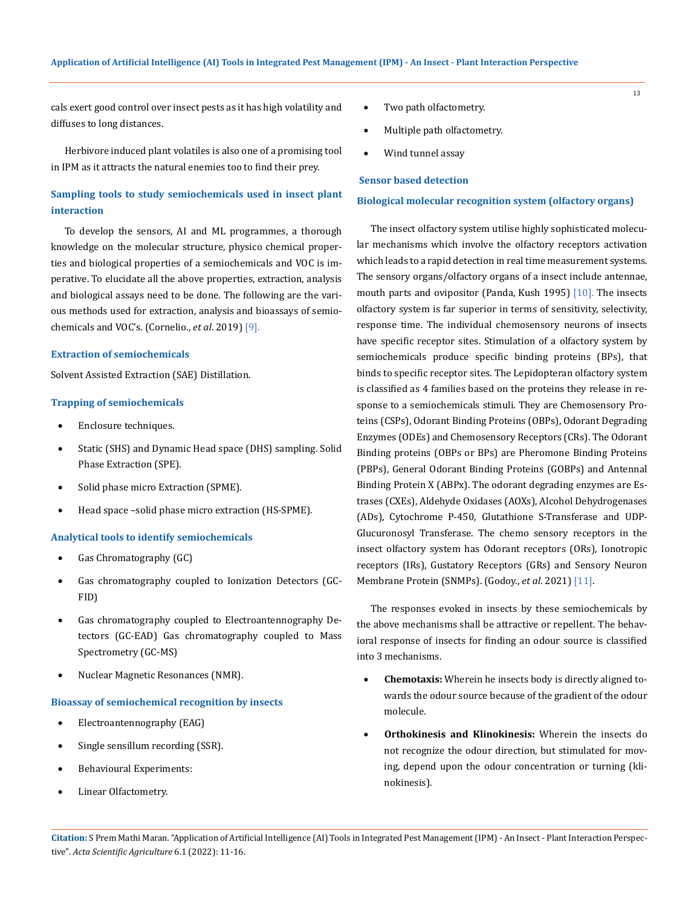cals exert good control over insect pests as it has high volatility and diffuses to long distances.

Herbivore induced plant volatiles is also one of a promising tool in IPM as it attracts the natural enemies too to find their prey.

### Sampling tools to study semiochemicals used in insect plant interaction

To develop the sensors, AI and ML programmes, a thorough knowledge on the molecular structure, physico chemical properties and biological properties of a semiochemicals and VOC is imperative. To elucidate all the above properties, extraction, analysis and biological assays need to be done. The following are the various methods used for extraction, analysis and bioassays of semiochemicals and VOC's. (Cornelio., *et al*. 2019) [9].

#### Extraction of semiochemicals

Solvent Assisted Extraction (SAE) Distillation.

#### Trapping of semiochemicals

- Enclosure techniques.
- Static (SHS) and Dynamic Head space (DHS) sampling. Solid Phase Extraction (SPE).
- Solid phase micro Extraction (SPME).
- Head space –solid phase micro extraction (HS-SPME).

#### Analytical tools to identify semiochemicals

- Gas Chromatography (GC)
- Gas chromatography coupled to Ionization Detectors (GC-FID)
- Gas chromatography coupled to Electroantennography Detectors (GC-EAD) Gas chromatography coupled to Mass Spectrometry (GC-MS)
- Nuclear Magnetic Resonances (NMR).

#### Bioassay of semiochemical recognition by insects

- Electroantennography (EAG)
- Single sensillum recording (SSR).
- Behavioural Experiments:
- Linear Olfactometry.
- Two path olfactometry.
- Multiple path olfactometry.
- Wind tunnel assay

### Sensor based detection

#### Biological molecular recognition system (olfactory organs)

The insect olfactory system utilise highly sophisticated molecular mechanisms which involve the olfactory receptors activation which leads to a rapid detection in real time measurement systems. The sensory organs/olfactory organs of a insect include antennae, mouth parts and ovipositor (Panda, Kush 1995) [10]. The insects olfactory system is far superior in terms of sensitivity, selectivity, response time. The individual chemosensory neurons of insects have specific receptor sites. Stimulation of a olfactory system by semiochemicals produce specific binding proteins (BPs), that binds to specific receptor sites. The Lepidopteran olfactory system is classified as 4 families based on the proteins they release in response to a semiochemicals stimuli. They are Chemosensory Proteins (CSPs), Odorant Binding Proteins (OBPs), Odorant Degrading Enzymes (ODEs) and Chemosensory Receptors (CRs). The Odorant Binding proteins (OBPs or BPs) are Pheromone Binding Proteins (PBPs), General Odorant Binding Proteins (GOBPs) and Antennal Binding Protein X (ABPx). The odorant degrading enzymes are Estrases (CXEs), Aldehyde Oxidases (AOXs), Alcohol Dehydrogenases (ADs), Cytochrome P-450, Glutathione S-Transferase and UDP-Glucuronosyl Transferase. The chemo sensory receptors in the insect olfactory system has Odorant receptors (ORs), Ionotropic receptors (IRs), Gustatory Receptors (GRs) and Sensory Neuron Membrane Protein (SNMPs). (Godoy., *et al*. 2021) [11].

The responses evoked in insects by these semiochemicals by the above mechanisms shall be attractive or repellent. The behavioral response of insects for finding an odour source is classified into 3 mechanisms.

- **Chemotaxis:** Wherein he insects body is directly aligned towards the odour source because of the gradient of the odour molecule.
- **Orthokinesis and Klinokinesis:** Wherein the insects do not recognize the odour direction, but stimulated for moving, depend upon the odour concentration or turning (klinokinesis).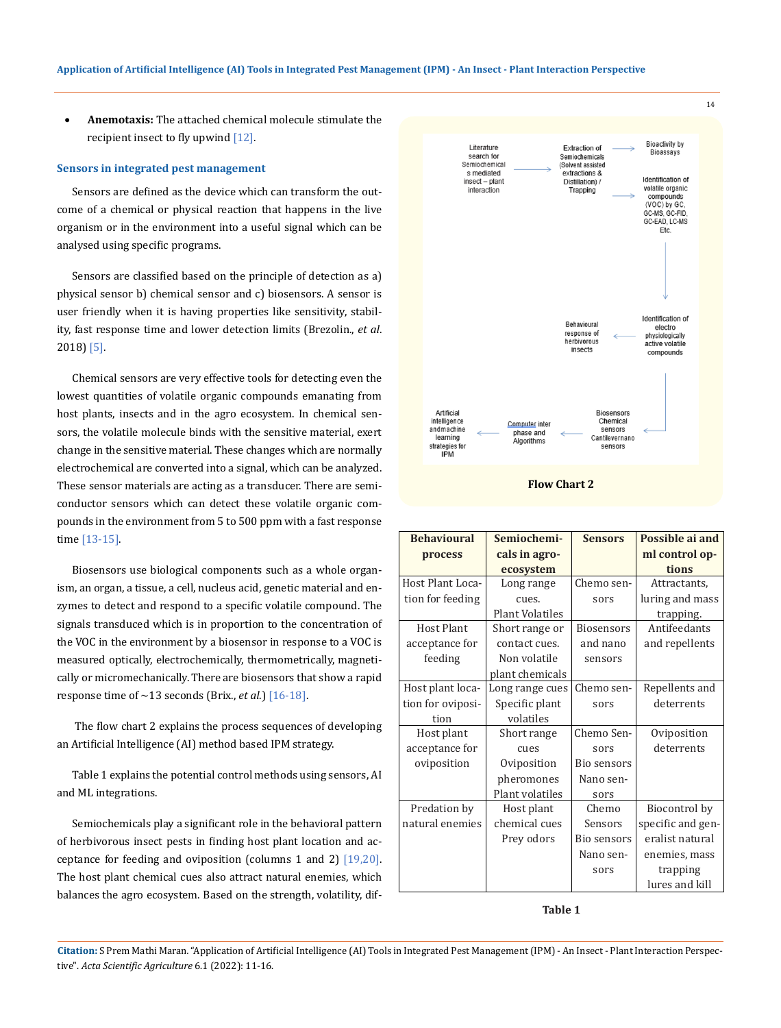- **Anemotaxis:** The attached chemical molecule stimulate the recipient insect to fly upwind [12].

### Sensors in integrated pest management

Sensors are defined as the device which can transform the outcome of a chemical or physical reaction that happens in the live organism or in the environment into a useful signal which can be analysed using specific programs.

Sensors are classified based on the principle of detection as a) physical sensor b) chemical sensor and c) biosensors. A sensor is user friendly when it is having properties like sensitivity, stability, fast response time and lower detection limits (Brezolin., *et al*. 2018) [5].

Chemical sensors are very effective tools for detecting even the lowest quantities of volatile organic compounds emanating from host plants, insects and in the agro ecosystem. In chemical sensors, the volatile molecule binds with the sensitive material, exert change in the sensitive material. These changes which are normally electrochemical are converted into a signal, which can be analyzed. These sensor materials are acting as a transducer. There are semiconductor sensors which can detect these volatile organic compounds in the environment from 5 to 500 ppm with a fast response time [13-15].

Biosensors use biological components such as a whole organism, an organ, a tissue, a cell, nucleus acid, genetic material and enzymes to detect and respond to a specific volatile compound. The signals transduced which is in proportion to the concentration of the VOC in the environment by a biosensor in response to a VOC is measured optically, electrochemically, thermometrically, magnetically or micromechanically. There are biosensors that show a rapid response time of ~13 seconds (Brix., *et al*.) [16-18].

The flow chart 2 explains the process sequences of developing an Artificial Intelligence (AI) method based IPM strategy.

Table 1 explains the potential control methods using sensors, AI and ML integrations.

Semiochemicals play a significant role in the behavioral pattern of herbivorous insect pests in finding host plant location and acceptance for feeding and oviposition (columns 1 and 2) [19,20]. The host plant chemical cues also attract natural enemies, which balances the agro ecosystem. Based on the strength, volatility, dif-

Literature search for Semiochemicals mediated insect – plant interaction → Extraction of Semiochemicals (Solvent assisted extractions & Distillation) / Trapping → Bioactivity by Bioassays; Identification of volatile organic compounds (VOC) by GC, GC-MS, GC-FID, GC-EAD, LC-MS Etc. → Identification of electro physiologically active volatile compounds → Behavioural response of herbivorous insects; Biosensors Chemical sensors Cantilevernano sensors → Computer inter phase and Algorithms → Artificial intelligence andmachine learning strategies for IPM

Flow Chart 2

| Behavioural process | Semiochemicals in agro-ecosystem | Sensors | Possible ai and ml control options |
|---|---|---|---|
| Host Plant Location for feeding | Long range cues. Plant Volatiles | Chemo sensors | Attractants, luring and mass trapping. |
| Host Plant acceptance for feeding | Short range or contact cues. Non volatile plant chemicals | Biosensors and nano sensors | Antifeedants and repellents |
| Host plant location for oviposition | Long range cues Specific plant volatiles | Chemo sensors | Repellents and deterrents |
| Host plant acceptance for oviposition | Short range cues Oviposition pheromones Plant volatiles | Chemo Sensors Bio sensors Nano sensors | Oviposition deterrents |
| Predation by natural enemies | Host plant chemical cues Prey odors | Chemo Sensors Bio sensors Nano sensors | Biocontrol by specific and generalist natural enemies, mass trapping lures and kill |

Table 1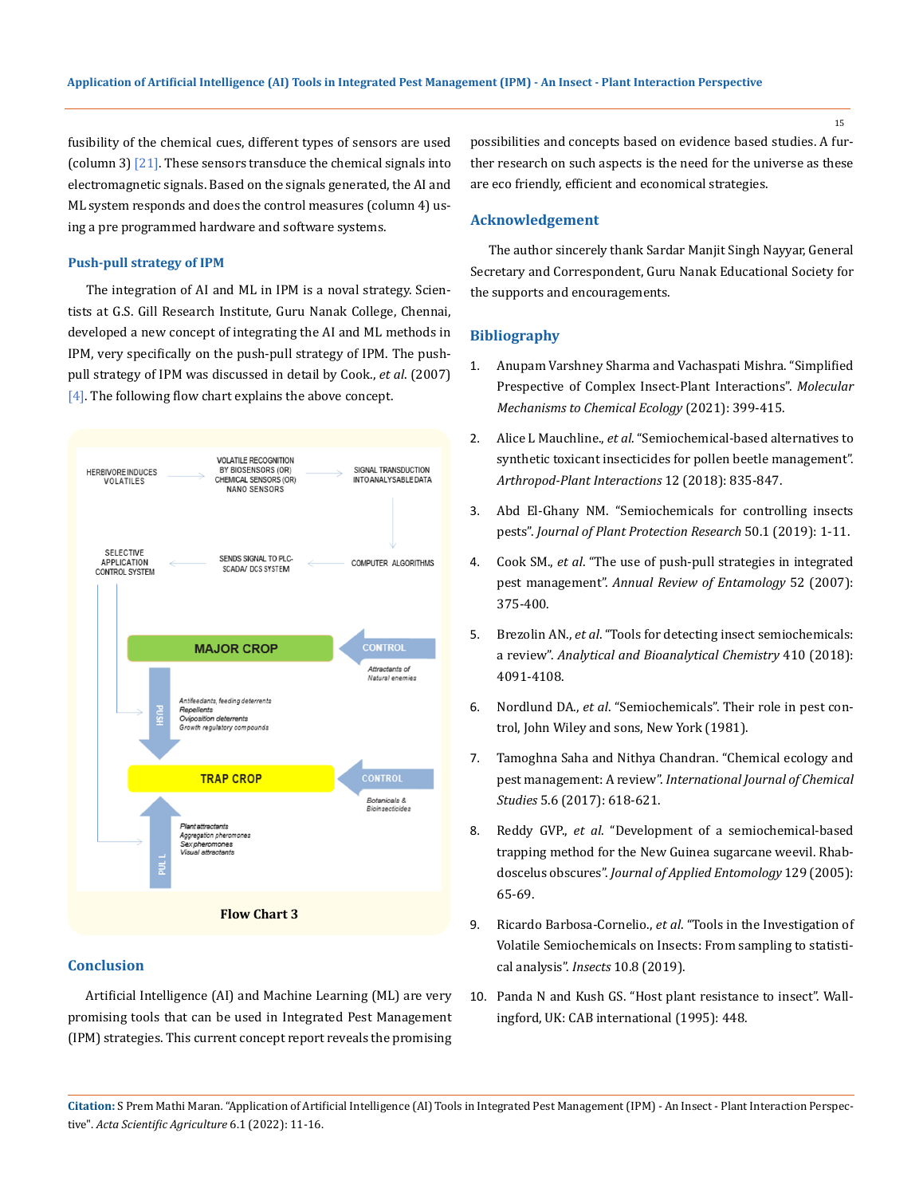fusibility of the chemical cues, different types of sensors are used (column 3) [21]. These sensors transduce the chemical signals into electromagnetic signals. Based on the signals generated, the AI and ML system responds and does the control measures (column 4) using a pre programmed hardware and software systems.

### Push-pull strategy of IPM

The integration of AI and ML in IPM is a noval strategy. Scientists at G.S. Gill Research Institute, Guru Nanak College, Chennai, developed a new concept of integrating the AI and ML methods in IPM, very specifically on the push-pull strategy of IPM. The push-pull strategy of IPM was discussed in detail by Cook., *et al*. (2007) [4]. The following flow chart explains the above concept.

**Flow Chart 3**

## Conclusion

Artificial Intelligence (AI) and Machine Learning (ML) are very promising tools that can be used in Integrated Pest Management (IPM) strategies. This current concept report reveals the promising possibilities and concepts based on evidence based studies. A further research on such aspects is the need for the universe as these are eco friendly, efficient and economical strategies.

## Acknowledgement

The author sincerely thank Sardar Manjit Singh Nayyar, General Secretary and Correspondent, Guru Nanak Educational Society for the supports and encouragements.

## Bibliography

1. Anupam Varshney Sharma and Vachaspati Mishra. "Simplified Prespective of Complex Insect-Plant Interactions". *Molecular Mechanisms to Chemical Ecology* (2021): 399-415.
2. Alice L Mauchline., *et al*. "Semiochemical-based alternatives to synthetic toxicant insecticides for pollen beetle management". *Arthropod-Plant Interactions* 12 (2018): 835-847.
3. Abd El-Ghany NM. "Semiochemicals for controlling insects pests". *Journal of Plant Protection Research* 50.1 (2019): 1-11.
4. Cook SM., *et al*. "The use of push-pull strategies in integrated pest management". *Annual Review of Entamology* 52 (2007): 375-400.
5. Brezolin AN., *et al*. "Tools for detecting insect semiochemicals: a review". *Analytical and Bioanalytical Chemistry* 410 (2018): 4091-4108.
6. Nordlund DA., *et al*. "Semiochemicals". Their role in pest control, John Wiley and sons, New York (1981).
7. Tamoghna Saha and Nithya Chandran. "Chemical ecology and pest management: A review". *International Journal of Chemical Studies* 5.6 (2017): 618-621.
8. Reddy GVP., *et al*. "Development of a semiochemical-based trapping method for the New Guinea sugarcane weevil. Rhabdoscelus obscures". *Journal of Applied Entomology* 129 (2005): 65-69.
9. Ricardo Barbosa-Cornelio., *et al*. "Tools in the Investigation of Volatile Semiochemicals on Insects: From sampling to statistical analysis". *Insects* 10.8 (2019).
10. Panda N and Kush GS. "Host plant resistance to insect". Wallingford, UK: CAB international (1995): 448.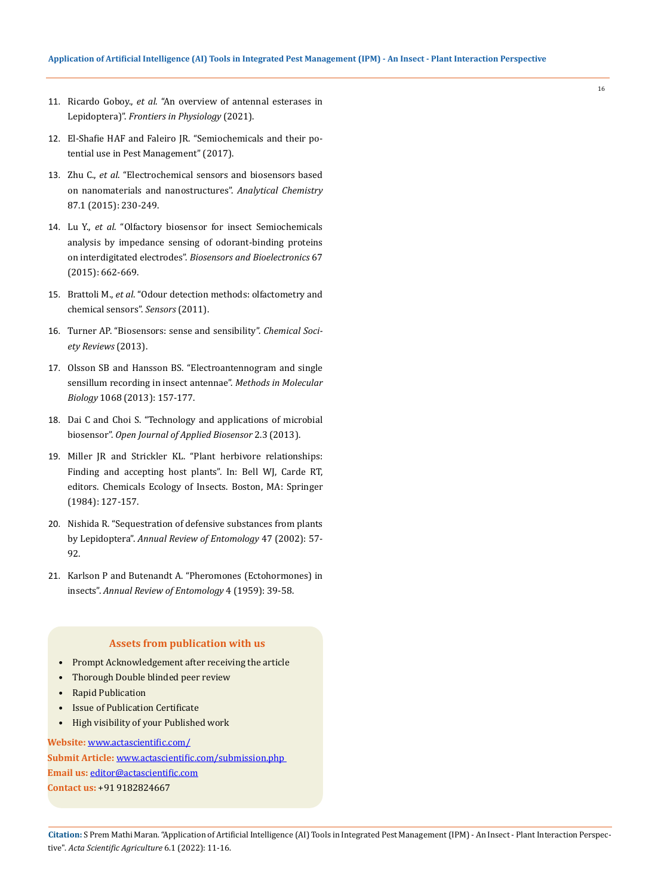11. Ricardo Goboy., *et al*. "An overview of antennal esterases in Lepidoptera)". *Frontiers in Physiology* (2021).
12. El-Shafie HAF and Faleiro JR. "Semiochemicals and their potential use in Pest Management" (2017).
13. Zhu C., *et al*. "Electrochemical sensors and biosensors based on nanomaterials and nanostructures". *Analytical Chemistry* 87.1 (2015): 230-249.
14. Lu Y., *et al*. "Olfactory biosensor for insect Semiochemicals analysis by impedance sensing of odorant-binding proteins on interdigitated electrodes". *Biosensors and Bioelectronics* 67 (2015): 662-669.
15. Brattoli M., *et al*. "Odour detection methods: olfactometry and chemical sensors". *Sensors* (2011).
16. Turner AP. "Biosensors: sense and sensibility". *Chemical Society Reviews* (2013).
17. Olsson SB and Hansson BS. "Electroantennogram and single sensillum recording in insect antennae". *Methods in Molecular Biology* 1068 (2013): 157-177.
18. Dai C and Choi S. "Technology and applications of microbial biosensor". *Open Journal of Applied Biosensor* 2.3 (2013).
19. Miller JR and Strickler KL. "Plant herbivore relationships: Finding and accepting host plants". In: Bell WJ, Carde RT, editors. Chemicals Ecology of Insects. Boston, MA: Springer (1984): 127-157.
20. Nishida R. "Sequestration of defensive substances from plants by Lepidoptera". *Annual Review of Entomology* 47 (2002): 57-92.
21. Karlson P and Butenandt A. "Pheromones (Ectohormones) in insects". *Annual Review of Entomology* 4 (1959): 39-58.

**Assets from publication with us**

- Prompt Acknowledgement after receiving the article
- Thorough Double blinded peer review
- Rapid Publication
- Issue of Publication Certificate
- High visibility of your Published work

**Website:** www.actascientific.com/
**Submit Article:** www.actascientific.com/submission.php
**Email us:** editor@actascientific.com
**Contact us:** +91 9182824667